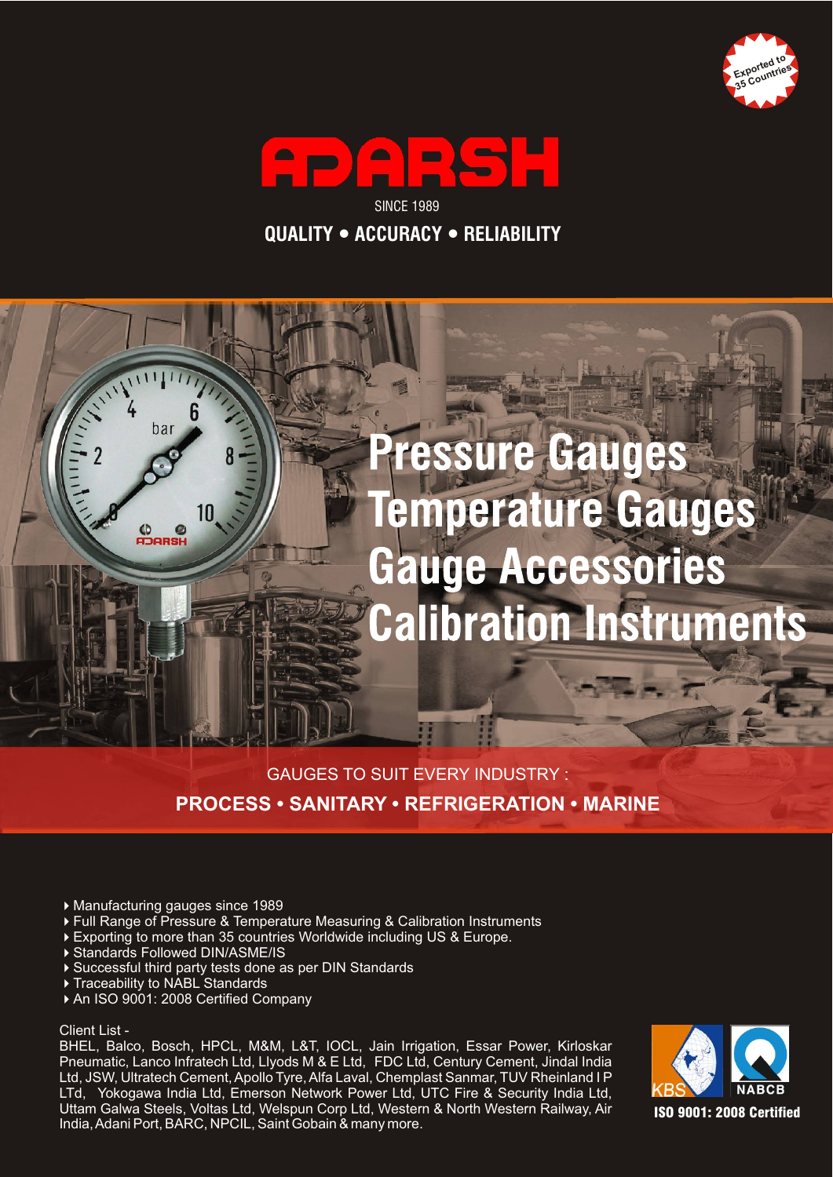Exported to 35 Countries

# ADARSH

SINCE 1989

**QUALITY • ACCURACY • RELIABILITY**

## Pressure Gauges
## Temperature Gauges
## Gauge Accessories
## Calibration Instruments

GAUGES TO SUIT EVERY INDUSTRY :

**PROCESS • SANITARY • REFRIGERATION • MARINE**

- Manufacturing gauges since 1989
- Full Range of Pressure & Temperature Measuring & Calibration Instruments
- Exporting to more than 35 countries Worldwide including US & Europe.
- Standards Followed DIN/ASME/IS
- Successful third party tests done as per DIN Standards
- Traceability to NABL Standards
- An ISO 9001: 2008 Certified Company

Client List -

BHEL, Balco, Bosch, HPCL, M&M, L&T, IOCL, Jain Irrigation, Essar Power, Kirloskar Pneumatic, Lanco Infratech Ltd, Llyods M & E Ltd, FDC Ltd, Century Cement, Jindal India Ltd, JSW, Ultratech Cement, Apollo Tyre, Alfa Laval, Chemplast Sanmar, TUV Rheinland I P LTd, Yokogawa India Ltd, Emerson Network Power Ltd, UTC Fire & Security India Ltd, Uttam Galwa Steels, Voltas Ltd, Welspun Corp Ltd, Western & North Western Railway, Air India, Adani Port, BARC, NPCIL, Saint Gobain & many more.

KBS NABCB

**ISO 9001: 2008 Certified**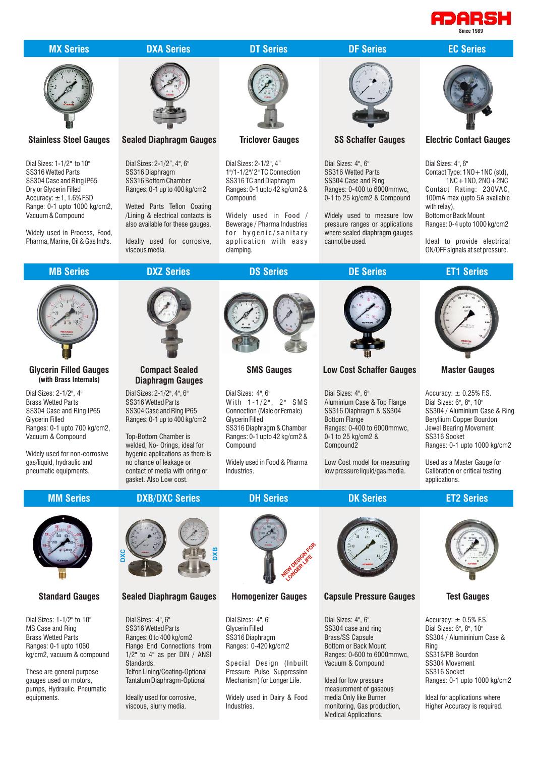ADARSH
Since 1989

## MX Series

### Stainless Steel Gauges

Dial Sizes: 1-1/2" to 10"
SS316 Wetted Parts
SS304 Case and Ring IP65
Dry or Glycerin Filled
Accuracy: ±1, 1.6% FSD
Range: 0-1 upto 1000 kg/cm2, Vacuum & Compound

Widely used in Process, Food, Pharma, Marine, Oil & Gas Ind's.

## DXA Series

### Sealed Diaphragm Gauges

Dial Sizes: 2-1/2", 4", 6"
SS316 Diaphragm
SS316 Bottom Chamber
Ranges: 0-1 up to 400 kg/cm2

Wetted Parts Teflon Coating /Lining & electrical contacts is also available for these gauges.

Ideally used for corrosive, viscous media.

## DT Series

### Triclover Gauges

Dial Sizes: 2-1/2", 4"
1"/1-1/2"/2" TC Connection
SS316 TC and Diaphragm
Ranges: 0-1 upto 42 kg/cm2 & Compound

Widely used in Food / Bewerage / Pharma Industries for hygenic/sanitary application with easy clamping.

## DF Series

### SS Schaffer Gauges

Dial Sizes: 4", 6"
SS316 Wetted Parts
SS304 Case and Ring
Ranges: 0-400 to 6000mmwc, 0-1 to 25 kg/cm2 & Compound

Widely used to measure low pressure ranges or applications where sealed diaphragm gauges cannot be used.

## EC Series

### Electric Contact Gauges

Dial Sizes: 4", 6"
Contact Type: 1NO+1NC (std), 1NC+1NO, 2NO+2NC
Contact Rating: 230VAC, 100mA max (upto 5A available with relay),
Bottom or Back Mount
Ranges: 0-4 upto 1000 kg/cm2

Ideal to provide electrical ON/OFF signals at set pressure.

## MB Series

### Glycerin Filled Gauges (with Brass Internals)

Dial Sizes: 2-1/2", 4"
Brass Wetted Parts
SS304 Case and Ring IP65
Glycerin Filled
Ranges: 0-1 upto 700 kg/cm2, Vacuum & Compound

Widely used for non-corrosive gas/liquid, hydraulic and pneumatic equipments.

## DXZ Series

### Compact Sealed Diaphragm Gauges

Dial Sizes: 2-1/2", 4", 6"
SS316 Wetted Parts
SS304 Case and Ring IP65
Ranges: 0-1 up to 400 kg/cm2

Top-Bottom Chamber is welded, No- Orings, ideal for hygenic applications as there is no chance of leakage or contact of media with oring or gasket. Also Low cost.

## DS Series

### SMS Gauges

Dial Sizes: 4", 6"
With 1-1/2", 2" SMS Connection (Male or Female)
Glycerin Filled
SS316 Diaphragm & Chamber
Ranges: 0-1 upto 42 kg/cm2 & Compound

Widely used in Food & Pharma Industries.

## DE Series

### Low Cost Schaffer Gauges

Dial Sizes: 4", 6"
Aluminium Case & Top Flange
SS316 Diaphragm & SS304 Bottom Flange
Ranges: 0-400 to 6000mmwc, 0-1 to 25 kg/cm2 & Compound2

Low Cost model for measuring low pressure liquid/gas media.

## ET1 Series

### Master Gauges

Accuracy: ± 0.25% F.S.
Dial Sizes: 6", 8", 10"
SS304 / Aluminium Case & Ring
Beryllium Copper Bourdon
Jewel Bearing Movement
SS316 Socket
Ranges: 0-1 upto 1000 kg/cm2

Used as a Master Gauge for Calibration or critical testing applications.

## MM Series

### Standard Gauges

Dial Sizes: 1-1/2" to 10"
MS Case and Ring
Brass Wetted Parts
Ranges: 0-1 upto 1060 kg/cm2, vacuum & compound

These are general purpose gauges used on motors, pumps, Hydraulic, Pneumatic equipments.

## DXB/DXC Series

### Sealed Diaphragm Gauges

DXC DXB

Dial Sizes: 4", 6"
SS316 Wetted Parts
Ranges: 0 to 400 kg/cm2
Flange End Connections from 1/2" to 4" as per DIN / ANSI Standards.
Telfon Lining/Coating-Optional
Tantalum Diaphragm-Optional

Ideally used for corrosive, viscous, slurry media.

## DH Series

### Homogenizer Gauges

NEW DESIGN FOR LONGER LIFE

Dial Sizes: 4", 6"
Glycerin Filled
SS316 Diaphragm
Ranges: 0-420 kg/cm2

Special Design (Inbuilt Pressure Pulse Suppression Mechanism) for Longer Life.

Widely used in Dairy & Food Industries.

## DK Series

### Capsule Pressure Gauges

Dial Sizes: 4", 6"
SS304 case and ring
Brass/SS Capsule
Bottom or Back Mount
Ranges: 0-600 to 6000mmwc, Vacuum & Compound

Ideal for low pressure measurement of gaseous media like Burner monitoring, Gas production, Medical Applications.

## ET2 Series

### Test Gauges

Accuracy: ± 0.5% F.S.
Dial Sizes: 6", 8", 10"
SS304 / Aluminium Case & Ring
SS316/PB Bourdon
SS304 Movement
SS316 Socket
Ranges: 0-1 upto 1000 kg/cm2

Ideal for applications where Higher Accuracy is required.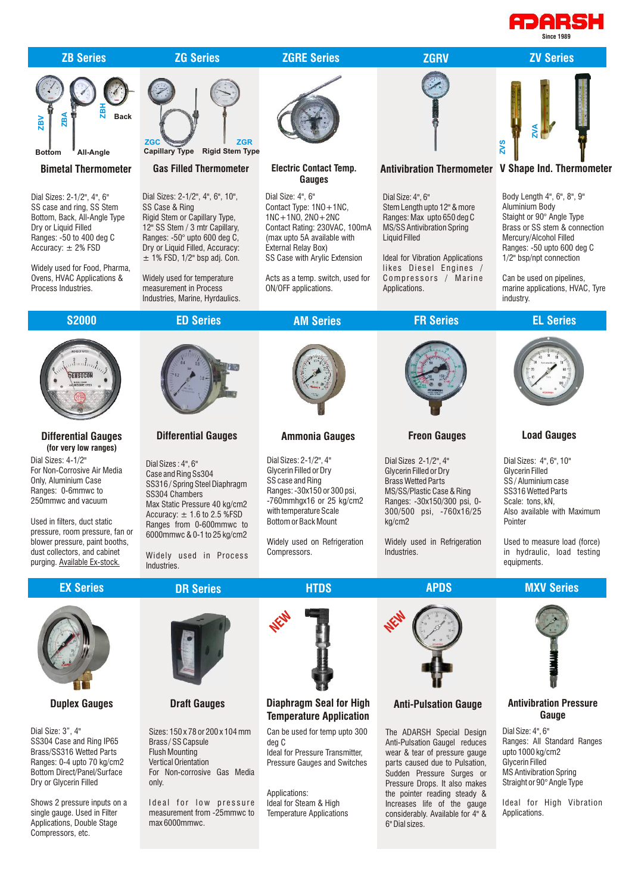ADARSH
Since 1989

## ZB Series

ZBV ZBA ZBH Back
Bottom All-Angle

### Bimetal Thermometer

Dial Sizes: 2-1/2", 4", 6"
SS case and ring, SS Stem
Bottom, Back, All-Angle Type
Dry or Liquid Filled
Ranges: -50 to 400 deg C
Accuracy: ± 2% FSD

Widely used for Food, Pharma, Ovens, HVAC Applications & Process Industries.

## ZG Series

ZGC ZGR
Capillary Type Rigid Stem Type

### Gas Filled Thermometer

Dial Sizes: 2-1/2", 4", 6", 10",
SS Case & Ring
Rigid Stem or Capillary Type,
12" SS Stem / 3 mtr Capillary,
Ranges: -50° upto 600 deg C,
Dry or Liquid Filled, Accuracy:
± 1% FSD, 1/2" bsp adj. Con.

Widely used for temperature measurement in Process Industries, Marine, Hyrdaulics.

## ZGRE Series

### Electric Contact Temp. Gauges

Dial Size: 4", 6"
Contact Type: 1NO+1NC,
1NC+1NO, 2NO+2NC
Contact Rating: 230VAC, 100mA
(max upto 5A available with External Relay Box)
SS Case with Arylic Extension

Acts as a temp. switch, used for ON/OFF applications.

## ZGRV

### Antivibration Thermometer

Dial Size: 4", 6"
Stem Length upto 12" & more
Ranges: Max upto 650 deg C
MS/SS Antivibration Spring
Liquid Filled

Ideal for Vibration Applications likes Diesel Engines / Compressors / Marine Applications.

## ZV Series

ZVS ZVA

### V Shape Ind. Thermometer

Body Length 4", 6", 8", 9"
Aluminium Body
Staight or 90° Angle Type
Brass or SS stem & connection
Mercury/Alcohol Filled
Ranges: -50 upto 600 deg C
1/2" bsp/npt connection

Can be used on pipelines, marine applications, HVAC, Tyre industry.

## S2000

### Differential Gauges
**(for very low ranges)**

Dial Sizes: 4-1/2"
For Non-Corrosive Air Media Only, Aluminium Case
Ranges: 0-6mmwc to 250mmwc and vacuum

Used in filters, duct static pressure, room pressure, fan or blower pressure, paint booths, dust collectors, and cabinet purging. Available Ex-stock.

## ED Series

### Differential Gauges

Dial Sizes : 4", 6"
Case and Ring Ss304
SS316 / Spring Steel Diaphragm
SS304 Chambers
Max Static Pressure 40 kg/cm2
Accuracy: ± 1.6 to 2.5 %FSD
Ranges from 0-600mmwc to 6000mmwc & 0-1 to 25 kg/cm2

Widely used in Process Industries.

## AM Series

### Ammonia Gauges

Dial Sizes: 2-1/2", 4"
Glycerin Filled or Dry
SS case and Ring
Ranges: -30x150 or 300 psi, -760mmhgx16 or 25 kg/cm2 with temperature Scale
Bottom or Back Mount

Widely used on Refrigeration Compressors.

## FR Series

### Freon Gauges

Dial Sizes 2-1/2", 4"
Glycerin Filled or Dry
Brass Wetted Parts
MS/SS/Plastic Case & Ring
Ranges: -30x150/300 psi, 0-300/500 psi, -760x16/25 kg/cm2

Widely used in Refrigeration Industries.

## EL Series

### Load Gauges

Dial Sizes: 4", 6", 10"
Glycerin Filled
SS / Aluminium case
SS316 Wetted Parts
Scale: tons, kN,
Also available with Maximum Pointer

Used to measure load (force) in hydraulic, load testing equipments.

## EX Series

### Duplex Gauges

Dial Size: 3", 4"
SS304 Case and Ring IP65
Brass/SS316 Wetted Parts
Ranges: 0-4 upto 70 kg/cm2
Bottom Direct/Panel/Surface
Dry or Glycerin Filled

Shows 2 pressure inputs on a single gauge. Used in Filter Applications, Double Stage Compressors, etc.

## DR Series

### Draft Gauges

Sizes: 150 x 78 or 200 x 104 mm
Brass / SS Capsule
Flush Mounting
Vertical Orientation
For Non-corrosive Gas Media only.

Ideal for low pressure measurement from -25mmwc to max 6000mmwc.

## HTDS

NEW

### Diaphragm Seal for High Temperature Application

Can be used for temp upto 300 deg C
Ideal for Pressure Transmitter, Pressure Gauges and Switches

Applications:
Ideal for Steam & High Temperature Applications

## APDS

NEW

### Anti-Pulsation Gauge

The ADARSH Special Design Anti-Pulsation Gaugel reduces wear & tear of pressure gauge parts caused due to Pulsation, Sudden Pressure Surges or Pressure Drops. It also makes the pointer reading steady & Increases life of the gauge considerably. Available for 4" & 6" Dial sizes.

## MXV Series

### Antivibration Pressure Gauge

Dial Size: 4", 6"
Ranges: All Standard Ranges upto 1000 kg/cm2
Glycerin Filled
MS Antivibration Spring
Straight or 90° Angle Type

Ideal for High Vibration Applications.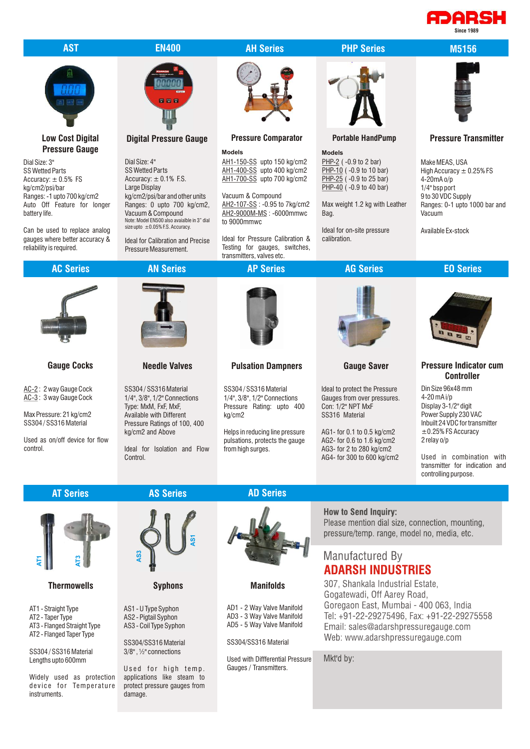ADARSH
Since 1989

## AST

### Low Cost Digital Pressure Gauge

Dial Size: 3"
SS Wetted Parts
Accuracy: ± 0.5% FS
kg/cm2/psi/bar
Ranges: -1 upto 700 kg/cm2
Auto Off Feature for longer battery life.

Can be used to replace analog gauges where better accuracy & reliability is required.

## EN400

### Digital Pressure Gauge

Dial Size: 4"
SS Wetted Parts
Accuracy: ± 0.1% F.S.
Large Display
kg/cm2/psi/bar and other units
Ranges: 0 upto 700 kg/cm2, Vacuum & Compound
Note: Model EN500 also avaialble in 3" dial size upto ±0.05% F.S. Accuracy.

Ideal for Calibration and Precise Pressure Measurement.

## AH Series

### Pressure Comparator

**Models**

AH1-150-SS upto 150 kg/cm2
AH1-400-SS upto 400 kg/cm2
AH1-700-SS upto 700 kg/cm2

Vacuum & Compound
AH2-107-SS : -0.95 to 7kg/cm2
AH2-9000M-MS : -6000mmwc to 9000mmwc

Ideal for Pressure Calibration & Testing for gauges, switches, transmitters, valves etc.

## PHP Series

### Portable HandPump

**Models**

PHP-2 ( -0.9 to 2 bar)
PHP-10 ( -0.9 to 10 bar)
PHP-25 ( -0.9 to 25 bar)
PHP-40 ( -0.9 to 40 bar)

Max weight 1.2 kg with Leather Bag.

Ideal for on-site pressure calibration.

## M5156

### Pressure Transmitter

Make MEAS, USA
High Accuracy ± 0.25% FS
4-20mA o/p
1/4" bsp port
9 to 30 VDC Supply
Ranges: 0-1 upto 1000 bar and Vacuum

Available Ex-stock

## AC Series

### Gauge Cocks

AC-2 : 2 way Gauge Cock
AC-3 : 3 way Gauge Cock

Max Pressure: 21 kg/cm2
SS304 / SS316 Material

Used as on/off device for flow control.

## AN Series

### Needle Valves

SS304 / SS316 Material
1/4", 3/8", 1/2" Connections
Type: MxM, FxF, MxF,
Available with Different Pressure Ratings of 100, 400 kg/cm2 and Above

Ideal for Isolation and Flow Control.

## AP Series

### Pulsation Dampners

SS304 / SS316 Material
1/4", 3/8", 1/2" Connections
Pressure Rating: upto 400 kg/cm2

Helps in reducing line pressure pulsations, protects the gauge from high surges.

## AG Series

### Gauge Saver

Ideal to protect the Pressure Gauges from over pressures.
Con: 1/2" NPT MxF
SS316 Material

AG1- for 0.1 to 0.5 kg/cm2
AG2- for 0.6 to 1.6 kg/cm2
AG3- for 2 to 280 kg/cm2
AG4- for 300 to 600 kg/cm2

## EO Series

### Pressure Indicator cum Controller

Din Size 96x48 mm
4-20 mA i/p
Display 3-1/2" digit
Power Supply 230 VAC
Inbuilt 24 VDC for transmitter
±0.25% FS Accuracy
2 relay o/p

Used in combination with transmitter for indication and controlling purpose.

## AT Series

AT1 AT3

### Thermowells

AT1 - Straight Type
AT2 - Taper Type
AT3 - Flanged Straight Type
AT2 - Flanged Taper Type

SS304 / SS316 Material
Lengths upto 600mm

Widely used as protection device for Temperature instruments.

## AS Series

AS3 AS1

### Syphons

AS1 - U Type Syphon
AS2 - Pigtail Syphon
AS3 - Coil Type Syphon

SS304/SS316 Material
3/8", ½" connections

Used for high temp. applications like steam to protect pressure gauges from damage.

## AD Series

### Manifolds

AD1 - 2 Way Valve Manifold
AD3 - 3 Way Valve Manifold
AD5 - 5 Way Valve Manifold

SS304/SS316 Material

Used with Diffferential Pressure Gauges / Transmitters.

**How to Send Inquiry:**
Please mention dial size, connection, mounting, pressure/temp. range, model no, media, etc.

Manufactured By
**ADARSH INDUSTRIES**
307, Shankala Industrial Estate,
Gogatewadi, Off Aarey Road,
Goregaon East, Mumbai - 400 063, India
Tel: +91-22-29275496, Fax: +91-22-29275558
Email: sales@adarshpressuregauge.com
Web: www.adarshpressuregauge.com

Mkt'd by: